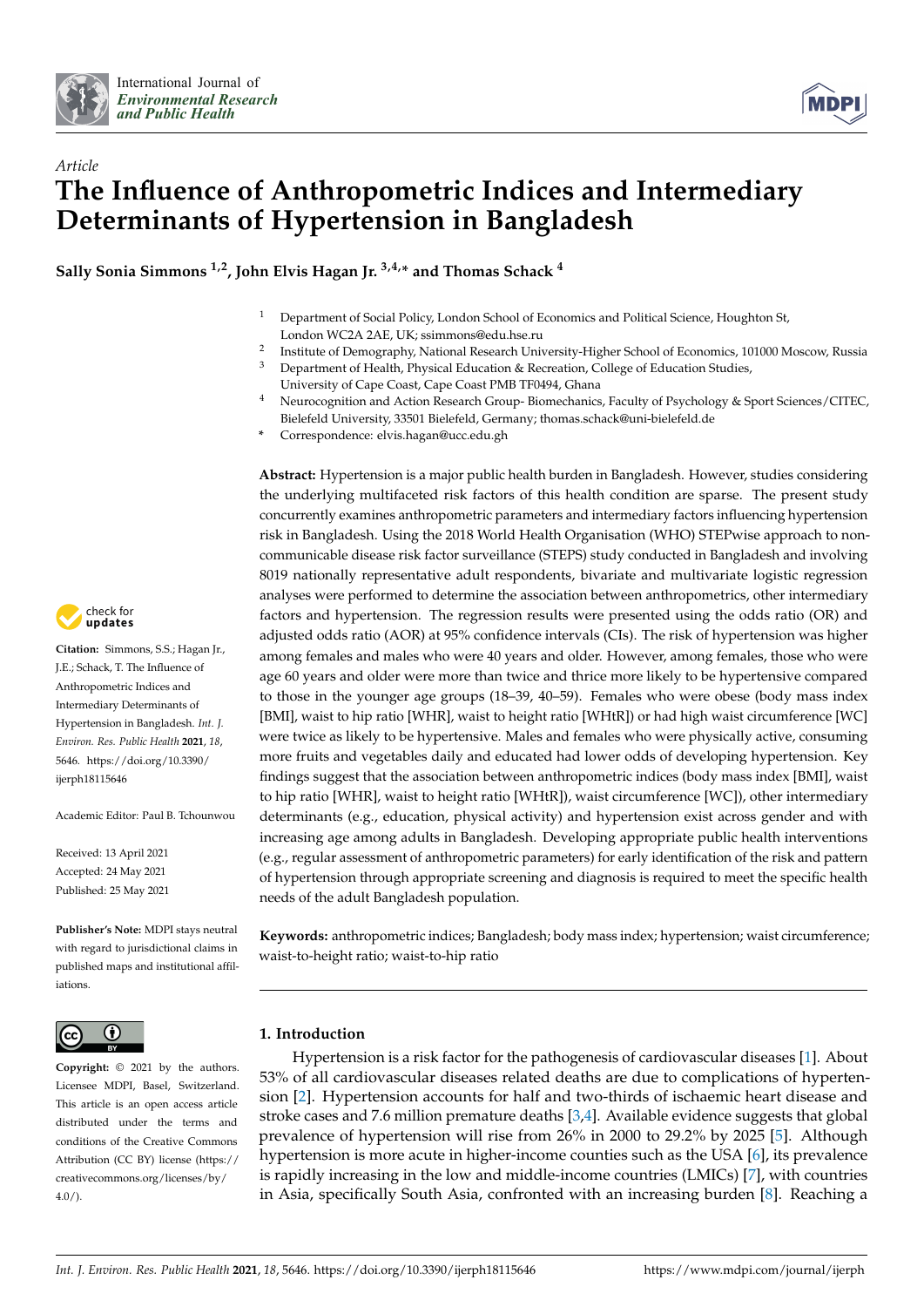International Journal of
*Environmental Research and Public Health*

*Article*

# The Influence of Anthropometric Indices and Intermediary Determinants of Hypertension in Bangladesh

**Sally Sonia Simmons [1,2], John Elvis Hagan Jr. [3,4,*] and Thomas Schack [4]**

[1] Department of Social Policy, London School of Economics and Political Science, Houghton St, London WC2A 2AE, UK; ssimmons@edu.hse.ru
[2] Institute of Demography, National Research University-Higher School of Economics, 101000 Moscow, Russia
[3] Department of Health, Physical Education & Recreation, College of Education Studies, University of Cape Coast, Cape Coast PMB TF0494, Ghana
[4] Neurocognition and Action Research Group- Biomechanics, Faculty of Psychology & Sport Sciences/CITEC, Bielefeld University, 33501 Bielefeld, Germany; thomas.schack@uni-bielefeld.de
* Correspondence: elvis.hagan@ucc.edu.gh

**Abstract:** Hypertension is a major public health burden in Bangladesh. However, studies considering the underlying multifaceted risk factors of this health condition are sparse. The present study concurrently examines anthropometric parameters and intermediary factors influencing hypertension risk in Bangladesh. Using the 2018 World Health Organisation (WHO) STEPwise approach to non-communicable disease risk factor surveillance (STEPS) study conducted in Bangladesh and involving 8019 nationally representative adult respondents, bivariate and multivariate logistic regression analyses were performed to determine the association between anthropometrics, other intermediary factors and hypertension. The regression results were presented using the odds ratio (OR) and adjusted odds ratio (AOR) at 95% confidence intervals (CIs). The risk of hypertension was higher among females and males who were 40 years and older. However, among females, those who were age 60 years and older were more than twice and thrice more likely to be hypertensive compared to those in the younger age groups (18–39, 40–59). Females who were obese (body mass index [BMI], waist to hip ratio [WHR], waist to height ratio [WHtR]) or had high waist circumference [WC] were twice as likely to be hypertensive. Males and females who were physically active, consuming more fruits and vegetables daily and educated had lower odds of developing hypertension. Key findings suggest that the association between anthropometric indices (body mass index [BMI], waist to hip ratio [WHR], waist to height ratio [WHtR]), waist circumference [WC]), other intermediary determinants (e.g., education, physical activity) and hypertension exist across gender and with increasing age among adults in Bangladesh. Developing appropriate public health interventions (e.g., regular assessment of anthropometric parameters) for early identification of the risk and pattern of hypertension through appropriate screening and diagnosis is required to meet the specific health needs of the adult Bangladesh population.

**Keywords:** anthropometric indices; Bangladesh; body mass index; hypertension; waist circumference; waist-to-height ratio; waist-to-hip ratio

**Citation:** Simmons, S.S.; Hagan Jr., J.E.; Schack, T. The Influence of Anthropometric Indices and Intermediary Determinants of Hypertension in Bangladesh. *Int. J. Environ. Res. Public Health* **2021**, *18*, 5646. https://doi.org/10.3390/ijerph18115646

Academic Editor: Paul B. Tchounwou

Received: 13 April 2021
Accepted: 24 May 2021
Published: 25 May 2021

**Publisher's Note:** MDPI stays neutral with regard to jurisdictional claims in published maps and institutional affiliations.

**Copyright:** © 2021 by the authors. Licensee MDPI, Basel, Switzerland. This article is an open access article distributed under the terms and conditions of the Creative Commons Attribution (CC BY) license (https://creativecommons.org/licenses/by/4.0/).

## 1. Introduction

Hypertension is a risk factor for the pathogenesis of cardiovascular diseases [1]. About 53% of all cardiovascular diseases related deaths are due to complications of hypertension [2]. Hypertension accounts for half and two-thirds of ischaemic heart disease and stroke cases and 7.6 million premature deaths [3,4]. Available evidence suggests that global prevalence of hypertension will rise from 26% in 2000 to 29.2% by 2025 [5]. Although hypertension is more acute in higher-income counties such as the USA [6], its prevalence is rapidly increasing in the low and middle-income countries (LMICs) [7], with countries in Asia, specifically South Asia, confronted with an increasing burden [8]. Reaching a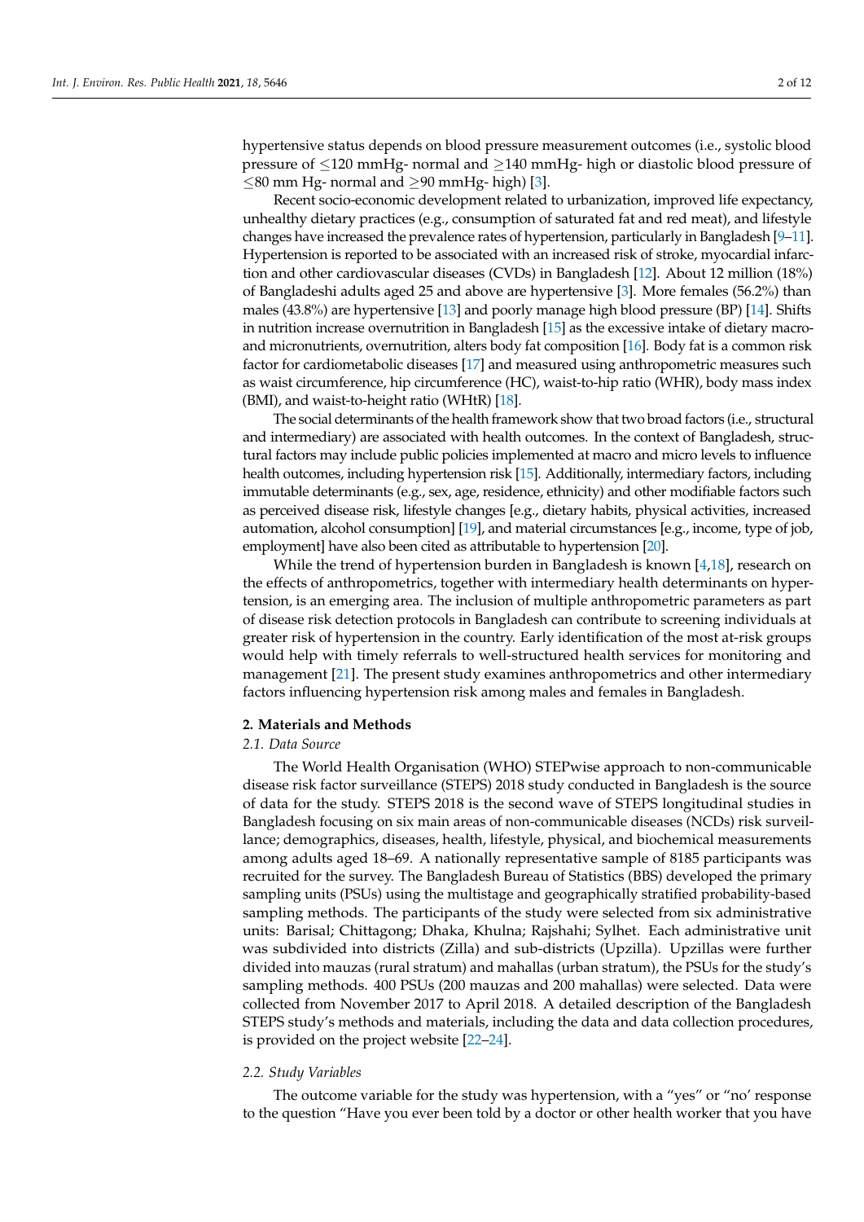hypertensive status depends on blood pressure measurement outcomes (i.e., systolic blood pressure of $\leq$120 mmHg- normal and $\geq$140 mmHg- high or diastolic blood pressure of $\leq$80 mm Hg- normal and $\geq$90 mmHg- high) [3].

Recent socio-economic development related to urbanization, improved life expectancy, unhealthy dietary practices (e.g., consumption of saturated fat and red meat), and lifestyle changes have increased the prevalence rates of hypertension, particularly in Bangladesh [9–11]. Hypertension is reported to be associated with an increased risk of stroke, myocardial infarction and other cardiovascular diseases (CVDs) in Bangladesh [12]. About 12 million (18%) of Bangladeshi adults aged 25 and above are hypertensive [3]. More females (56.2%) than males (43.8%) are hypertensive [13] and poorly manage high blood pressure (BP) [14]. Shifts in nutrition increase overnutrition in Bangladesh [15] as the excessive intake of dietary macro- and micronutrients, overnutrition, alters body fat composition [16]. Body fat is a common risk factor for cardiometabolic diseases [17] and measured using anthropometric measures such as waist circumference, hip circumference (HC), waist-to-hip ratio (WHR), body mass index (BMI), and waist-to-height ratio (WHtR) [18].

The social determinants of the health framework show that two broad factors (i.e., structural and intermediary) are associated with health outcomes. In the context of Bangladesh, structural factors may include public policies implemented at macro and micro levels to influence health outcomes, including hypertension risk [15]. Additionally, intermediary factors, including immutable determinants (e.g., sex, age, residence, ethnicity) and other modifiable factors such as perceived disease risk, lifestyle changes [e.g., dietary habits, physical activities, increased automation, alcohol consumption] [19], and material circumstances [e.g., income, type of job, employment] have also been cited as attributable to hypertension [20].

While the trend of hypertension burden in Bangladesh is known [4,18], research on the effects of anthropometrics, together with intermediary health determinants on hypertension, is an emerging area. The inclusion of multiple anthropometric parameters as part of disease risk detection protocols in Bangladesh can contribute to screening individuals at greater risk of hypertension in the country. Early identification of the most at-risk groups would help with timely referrals to well-structured health services for monitoring and management [21]. The present study examines anthropometrics and other intermediary factors influencing hypertension risk among males and females in Bangladesh.

## 2. Materials and Methods

### 2.1. Data Source

The World Health Organisation (WHO) STEPwise approach to non-communicable disease risk factor surveillance (STEPS) 2018 study conducted in Bangladesh is the source of data for the study. STEPS 2018 is the second wave of STEPS longitudinal studies in Bangladesh focusing on six main areas of non-communicable diseases (NCDs) risk surveillance; demographics, diseases, health, lifestyle, physical, and biochemical measurements among adults aged 18–69. A nationally representative sample of 8185 participants was recruited for the survey. The Bangladesh Bureau of Statistics (BBS) developed the primary sampling units (PSUs) using the multistage and geographically stratified probability-based sampling methods. The participants of the study were selected from six administrative units: Barisal; Chittagong; Dhaka, Khulna; Rajshahi; Sylhet. Each administrative unit was subdivided into districts (Zilla) and sub-districts (Upzilla). Upzillas were further divided into mauzas (rural stratum) and mahallas (urban stratum), the PSUs for the study's sampling methods. 400 PSUs (200 mauzas and 200 mahallas) were selected. Data were collected from November 2017 to April 2018. A detailed description of the Bangladesh STEPS study's methods and materials, including the data and data collection procedures, is provided on the project website [22–24].

### 2.2. Study Variables

The outcome variable for the study was hypertension, with a "yes" or "no' response to the question "Have you ever been told by a doctor or other health worker that you have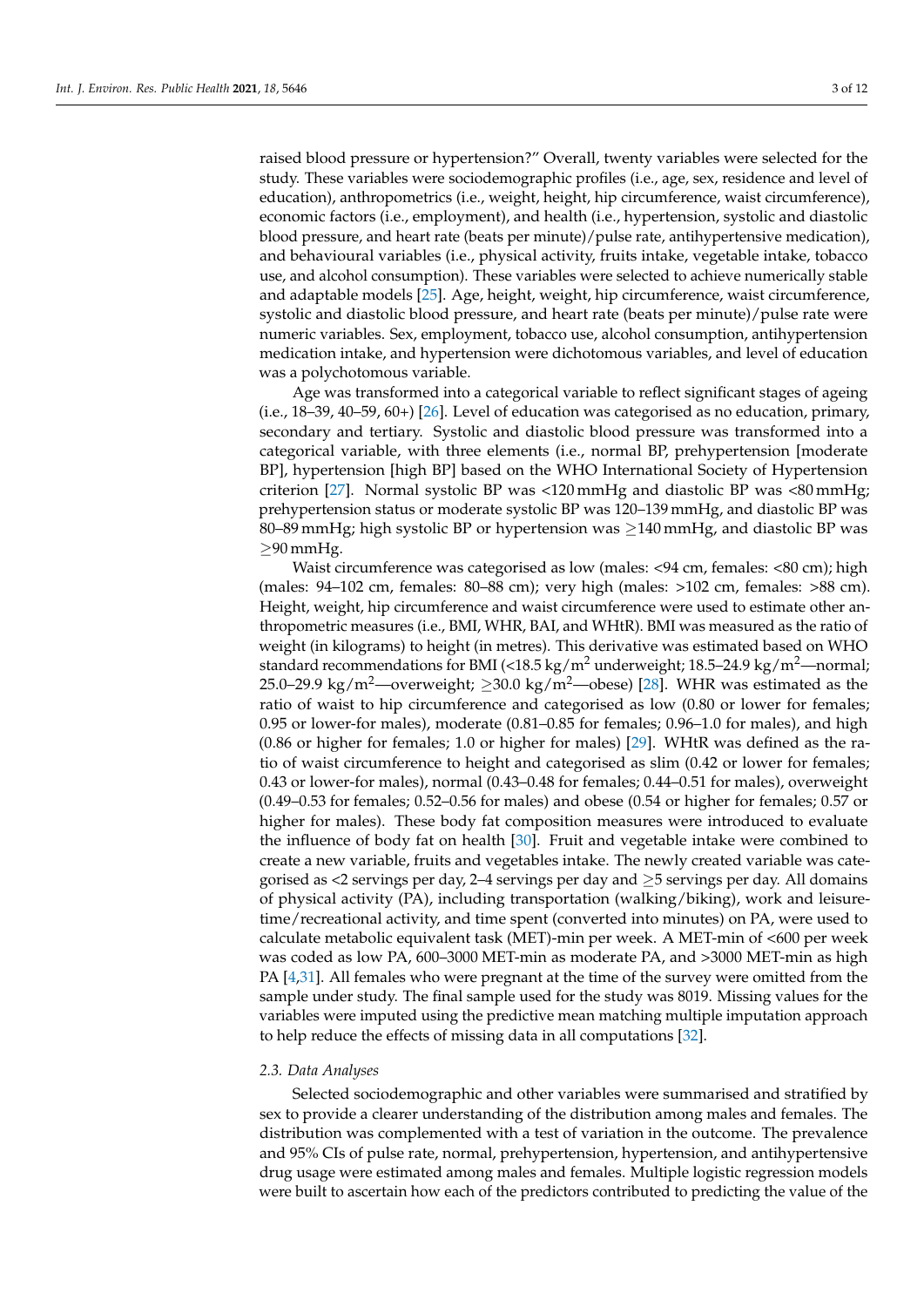raised blood pressure or hypertension?" Overall, twenty variables were selected for the study. These variables were sociodemographic profiles (i.e., age, sex, residence and level of education), anthropometrics (i.e., weight, height, hip circumference, waist circumference), economic factors (i.e., employment), and health (i.e., hypertension, systolic and diastolic blood pressure, and heart rate (beats per minute)/pulse rate, antihypertensive medication), and behavioural variables (i.e., physical activity, fruits intake, vegetable intake, tobacco use, and alcohol consumption). These variables were selected to achieve numerically stable and adaptable models [25]. Age, height, weight, hip circumference, waist circumference, systolic and diastolic blood pressure, and heart rate (beats per minute)/pulse rate were numeric variables. Sex, employment, tobacco use, alcohol consumption, antihypertension medication intake, and hypertension were dichotomous variables, and level of education was a polychotomous variable.

Age was transformed into a categorical variable to reflect significant stages of ageing (i.e., 18–39, 40–59, 60+) [26]. Level of education was categorised as no education, primary, secondary and tertiary. Systolic and diastolic blood pressure was transformed into a categorical variable, with three elements (i.e., normal BP, prehypertension [moderate BP], hypertension [high BP] based on the WHO International Society of Hypertension criterion [27]. Normal systolic BP was <120 mmHg and diastolic BP was <80 mmHg; prehypertension status or moderate systolic BP was 120–139 mmHg, and diastolic BP was 80–89 mmHg; high systolic BP or hypertension was ≥140 mmHg, and diastolic BP was ≥90 mmHg.

Waist circumference was categorised as low (males: <94 cm, females: <80 cm); high (males: 94–102 cm, females: 80–88 cm); very high (males: >102 cm, females: >88 cm). Height, weight, hip circumference and waist circumference were used to estimate other anthropometric measures (i.e., BMI, WHR, BAI, and WHtR). BMI was measured as the ratio of weight (in kilograms) to height (in metres). This derivative was estimated based on WHO standard recommendations for BMI (<18.5 kg/m$^2$ underweight; 18.5–24.9 kg/m$^2$—normal; 25.0–29.9 kg/m$^2$—overweight; ≥30.0 kg/m$^2$—obese) [28]. WHR was estimated as the ratio of waist to hip circumference and categorised as low (0.80 or lower for females; 0.95 or lower-for males), moderate (0.81–0.85 for females; 0.96–1.0 for males), and high (0.86 or higher for females; 1.0 or higher for males) [29]. WHtR was defined as the ratio of waist circumference to height and categorised as slim (0.42 or lower for females; 0.43 or lower-for males), normal (0.43–0.48 for females; 0.44–0.51 for males), overweight (0.49–0.53 for females; 0.52–0.56 for males) and obese (0.54 or higher for females; 0.57 or higher for males). These body fat composition measures were introduced to evaluate the influence of body fat on health [30]. Fruit and vegetable intake were combined to create a new variable, fruits and vegetables intake. The newly created variable was categorised as <2 servings per day, 2–4 servings per day and ≥5 servings per day. All domains of physical activity (PA), including transportation (walking/biking), work and leisure-time/recreational activity, and time spent (converted into minutes) on PA, were used to calculate metabolic equivalent task (MET)-min per week. A MET-min of <600 per week was coded as low PA, 600–3000 MET-min as moderate PA, and >3000 MET-min as high PA [4,31]. All females who were pregnant at the time of the survey were omitted from the sample under study. The final sample used for the study was 8019. Missing values for the variables were imputed using the predictive mean matching multiple imputation approach to help reduce the effects of missing data in all computations [32].

### 2.3. Data Analyses

Selected sociodemographic and other variables were summarised and stratified by sex to provide a clearer understanding of the distribution among males and females. The distribution was complemented with a test of variation in the outcome. The prevalence and 95% CIs of pulse rate, normal, prehypertension, hypertension, and antihypertensive drug usage were estimated among males and females. Multiple logistic regression models were built to ascertain how each of the predictors contributed to predicting the value of the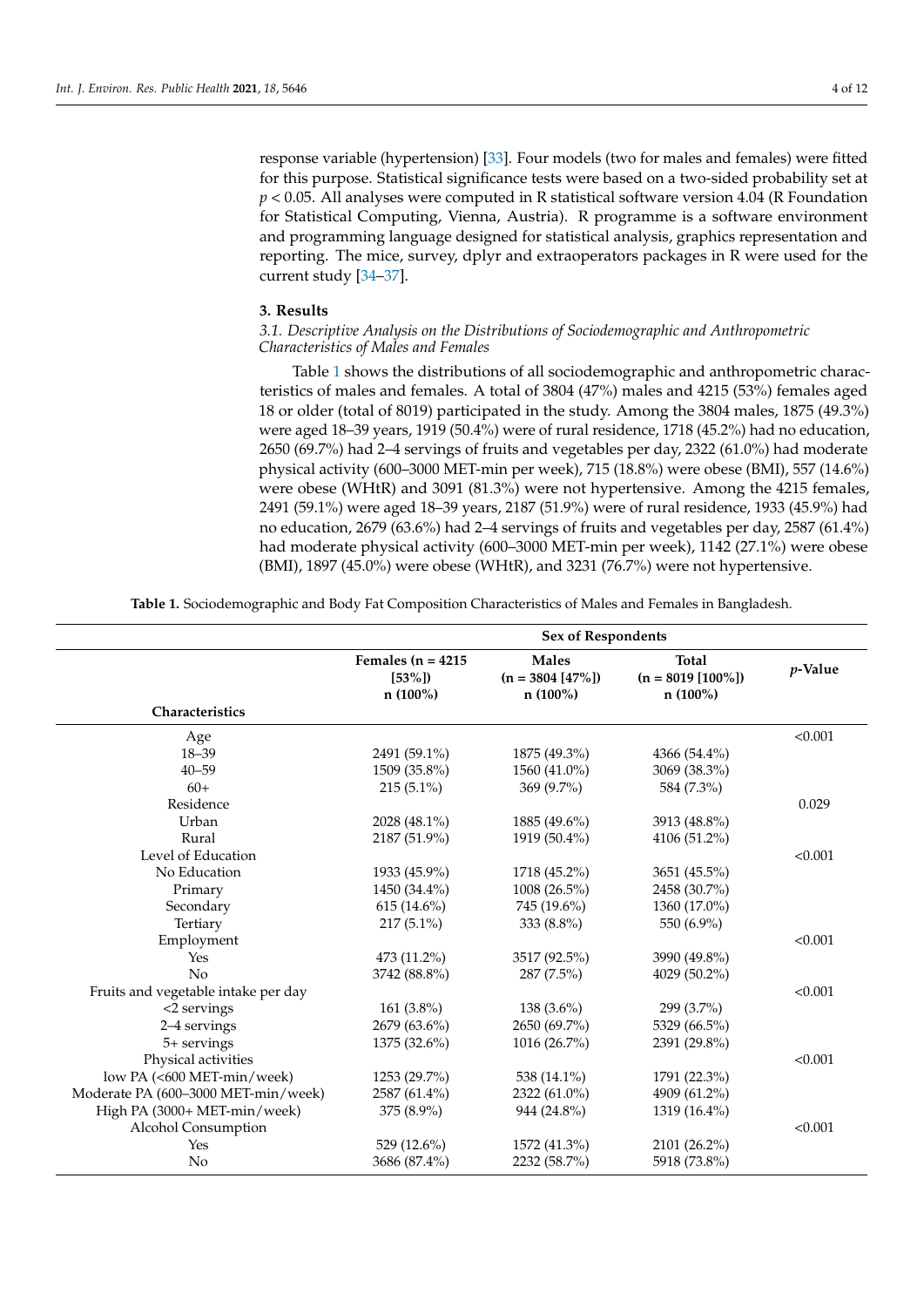response variable (hypertension) [33]. Four models (two for males and females) were fitted for this purpose. Statistical significance tests were based on a two-sided probability set at $p < 0.05$. All analyses were computed in R statistical software version 4.04 (R Foundation for Statistical Computing, Vienna, Austria). R programme is a software environment and programming language designed for statistical analysis, graphics representation and reporting. The mice, survey, dplyr and extraoperators packages in R were used for the current study [34–37].

## 3. Results

### *3.1. Descriptive Analysis on the Distributions of Sociodemographic and Anthropometric Characteristics of Males and Females*

Table 1 shows the distributions of all sociodemographic and anthropometric characteristics of males and females. A total of 3804 (47%) males and 4215 (53%) females aged 18 or older (total of 8019) participated in the study. Among the 3804 males, 1875 (49.3%) were aged 18–39 years, 1919 (50.4%) were of rural residence, 1718 (45.2%) had no education, 2650 (69.7%) had 2–4 servings of fruits and vegetables per day, 2322 (61.0%) had moderate physical activity (600–3000 MET-min per week), 715 (18.8%) were obese (BMI), 557 (14.6%) were obese (WHtR) and 3091 (81.3%) were not hypertensive. Among the 4215 females, 2491 (59.1%) were aged 18–39 years, 2187 (51.9%) were of rural residence, 1933 (45.9%) had no education, 2679 (63.6%) had 2–4 servings of fruits and vegetables per day, 2587 (61.4%) had moderate physical activity (600–3000 MET-min per week), 1142 (27.1%) were obese (BMI), 1897 (45.0%) were obese (WHtR), and 3231 (76.7%) were not hypertensive.

**Table 1.** Sociodemographic and Body Fat Composition Characteristics of Males and Females in Bangladesh.

| | Sex of Respondents | | | |
|---|---|---|---|---|
| Characteristics | Females (n = 4215 [53%]) n (100%) | Males (n = 3804 [47%]) n (100%) | Total (n = 8019 [100%]) n (100%) | *p*-Value |
| Age | | | | <0.001 |
| 18–39 | 2491 (59.1%) | 1875 (49.3%) | 4366 (54.4%) | |
| 40–59 | 1509 (35.8%) | 1560 (41.0%) | 3069 (38.3%) | |
| 60+ | 215 (5.1%) | 369 (9.7%) | 584 (7.3%) | |
| Residence | | | | 0.029 |
| Urban | 2028 (48.1%) | 1885 (49.6%) | 3913 (48.8%) | |
| Rural | 2187 (51.9%) | 1919 (50.4%) | 4106 (51.2%) | |
| Level of Education | | | | <0.001 |
| No Education | 1933 (45.9%) | 1718 (45.2%) | 3651 (45.5%) | |
| Primary | 1450 (34.4%) | 1008 (26.5%) | 2458 (30.7%) | |
| Secondary | 615 (14.6%) | 745 (19.6%) | 1360 (17.0%) | |
| Tertiary | 217 (5.1%) | 333 (8.8%) | 550 (6.9%) | |
| Employment | | | | <0.001 |
| Yes | 473 (11.2%) | 3517 (92.5%) | 3990 (49.8%) | |
| No | 3742 (88.8%) | 287 (7.5%) | 4029 (50.2%) | |
| Fruits and vegetable intake per day | | | | <0.001 |
| <2 servings | 161 (3.8%) | 138 (3.6%) | 299 (3.7%) | |
| 2–4 servings | 2679 (63.6%) | 2650 (69.7%) | 5329 (66.5%) | |
| 5+ servings | 1375 (32.6%) | 1016 (26.7%) | 2391 (29.8%) | |
| Physical activities | | | | <0.001 |
| low PA (<600 MET-min/week) | 1253 (29.7%) | 538 (14.1%) | 1791 (22.3%) | |
| Moderate PA (600–3000 MET-min/week) | 2587 (61.4%) | 2322 (61.0%) | 4909 (61.2%) | |
| High PA (3000+ MET-min/week) | 375 (8.9%) | 944 (24.8%) | 1319 (16.4%) | |
| Alcohol Consumption | | | | <0.001 |
| Yes | 529 (12.6%) | 1572 (41.3%) | 2101 (26.2%) | |
| No | 3686 (87.4%) | 2232 (58.7%) | 5918 (73.8%) | |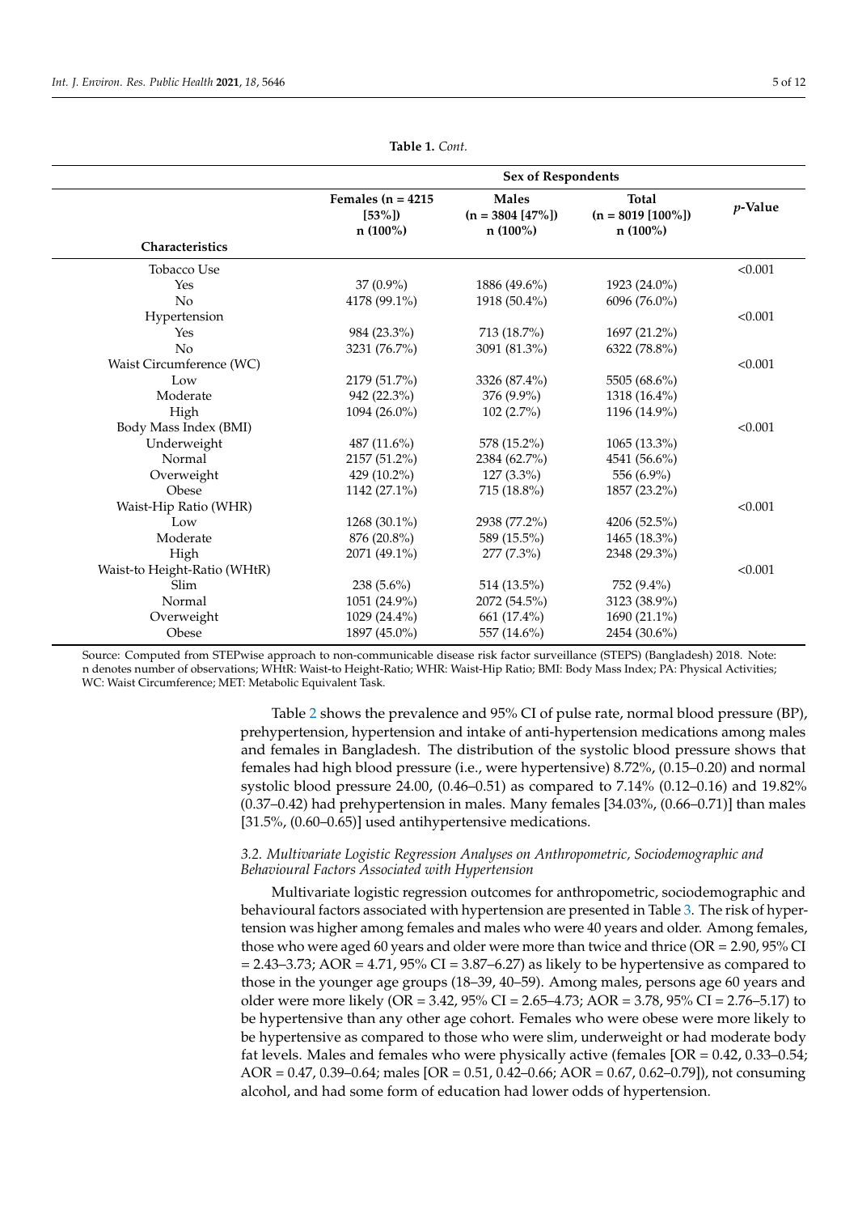**Table 1.** *Cont.*

| Characteristics | Sex of Respondents | | | |
|---|---|---|---|---|
| | Females (n = 4215 [53%]) n (100%) | Males (n = 3804 [47%]) n (100%) | Total (n = 8019 [100%]) n (100%) | *p*-Value |
| Tobacco Use | | | | <0.001 |
| Yes | 37 (0.9%) | 1886 (49.6%) | 1923 (24.0%) | |
| No | 4178 (99.1%) | 1918 (50.4%) | 6096 (76.0%) | |
| Hypertension | | | | <0.001 |
| Yes | 984 (23.3%) | 713 (18.7%) | 1697 (21.2%) | |
| No | 3231 (76.7%) | 3091 (81.3%) | 6322 (78.8%) | |
| Waist Circumference (WC) | | | | <0.001 |
| Low | 2179 (51.7%) | 3326 (87.4%) | 5505 (68.6%) | |
| Moderate | 942 (22.3%) | 376 (9.9%) | 1318 (16.4%) | |
| High | 1094 (26.0%) | 102 (2.7%) | 1196 (14.9%) | |
| Body Mass Index (BMI) | | | | <0.001 |
| Underweight | 487 (11.6%) | 578 (15.2%) | 1065 (13.3%) | |
| Normal | 2157 (51.2%) | 2384 (62.7%) | 4541 (56.6%) | |
| Overweight | 429 (10.2%) | 127 (3.3%) | 556 (6.9%) | |
| Obese | 1142 (27.1%) | 715 (18.8%) | 1857 (23.2%) | |
| Waist-Hip Ratio (WHR) | | | | <0.001 |
| Low | 1268 (30.1%) | 2938 (77.2%) | 4206 (52.5%) | |
| Moderate | 876 (20.8%) | 589 (15.5%) | 1465 (18.3%) | |
| High | 2071 (49.1%) | 277 (7.3%) | 2348 (29.3%) | |
| Waist-to Height-Ratio (WHtR) | | | | <0.001 |
| Slim | 238 (5.6%) | 514 (13.5%) | 752 (9.4%) | |
| Normal | 1051 (24.9%) | 2072 (54.5%) | 3123 (38.9%) | |
| Overweight | 1029 (24.4%) | 661 (17.4%) | 1690 (21.1%) | |
| Obese | 1897 (45.0%) | 557 (14.6%) | 2454 (30.6%) | |

Source: Computed from STEPwise approach to non-communicable disease risk factor surveillance (STEPS) (Bangladesh) 2018. Note: n denotes number of observations; WHtR: Waist-to Height-Ratio; WHR: Waist-Hip Ratio; BMI: Body Mass Index; PA: Physical Activities; WC: Waist Circumference; MET: Metabolic Equivalent Task.

Table 2 shows the prevalence and 95% CI of pulse rate, normal blood pressure (BP), prehypertension, hypertension and intake of anti-hypertension medications among males and females in Bangladesh. The distribution of the systolic blood pressure shows that females had high blood pressure (i.e., were hypertensive) 8.72%, (0.15–0.20) and normal systolic blood pressure 24.00, (0.46–0.51) as compared to 7.14% (0.12–0.16) and 19.82% (0.37–0.42) had prehypertension in males. Many females [34.03%, (0.66–0.71)] than males [31.5%, (0.60–0.65)] used antihypertensive medications.

### 3.2. Multivariate Logistic Regression Analyses on Anthropometric, Sociodemographic and Behavioural Factors Associated with Hypertension

Multivariate logistic regression outcomes for anthropometric, sociodemographic and behavioural factors associated with hypertension are presented in Table 3. The risk of hypertension was higher among females and males who were 40 years and older. Among females, those who were aged 60 years and older were more than twice and thrice (OR = 2.90, 95% CI = 2.43–3.73; AOR = 4.71, 95% CI = 3.87–6.27) as likely to be hypertensive as compared to those in the younger age groups (18–39, 40–59). Among males, persons age 60 years and older were more likely (OR = 3.42, 95% CI = 2.65–4.73; AOR = 3.78, 95% CI = 2.76–5.17) to be hypertensive than any other age cohort. Females who were obese were more likely to be hypertensive as compared to those who were slim, underweight or had moderate body fat levels. Males and females who were physically active (females [OR = 0.42, 0.33–0.54; AOR = 0.47, 0.39–0.64; males [OR = 0.51, 0.42–0.66; AOR = 0.67, 0.62–0.79]), not consuming alcohol, and had some form of education had lower odds of hypertension.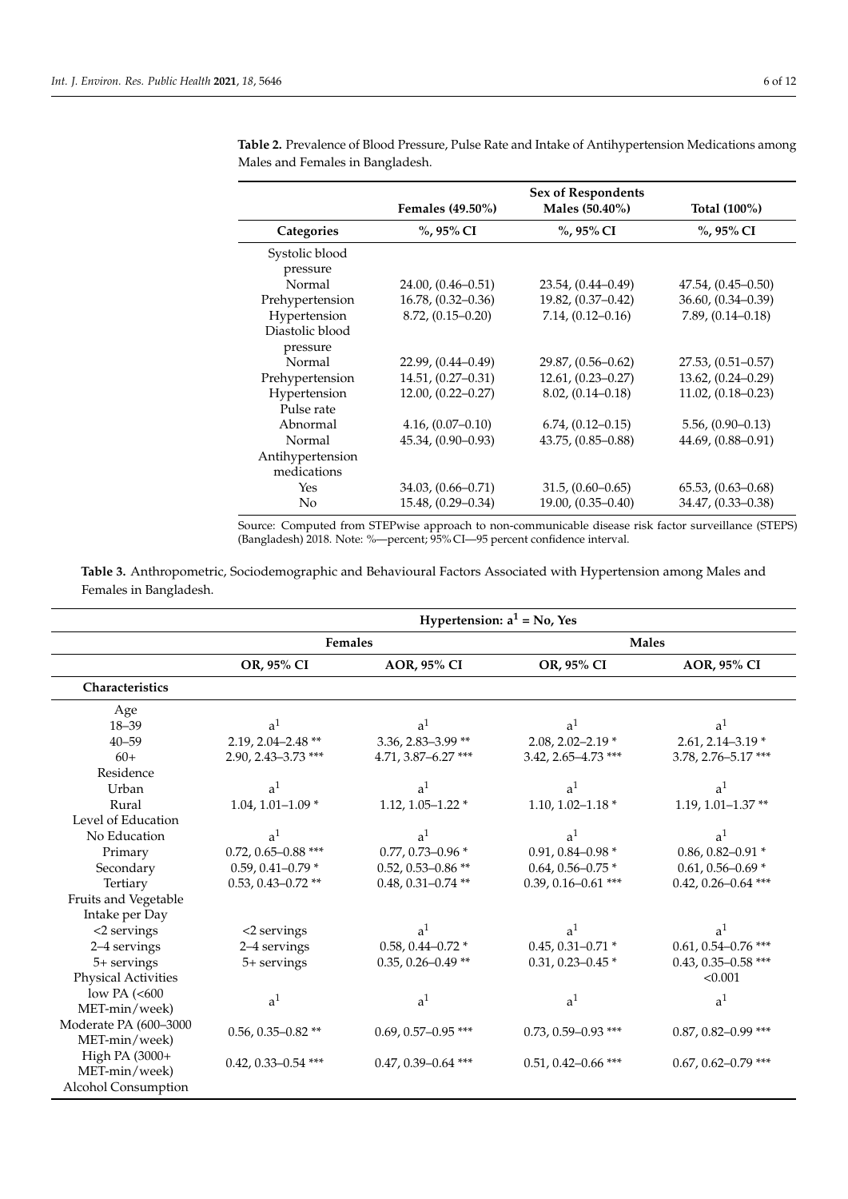**Table 2.** Prevalence of Blood Pressure, Pulse Rate and Intake of Antihypertension Medications among Males and Females in Bangladesh.

| | Sex of Respondents | | |
|---|---|---|---|
| | Females (49.50%) | Males (50.40%) | Total (100%) |
| Categories | %, 95% CI | %, 95% CI | %, 95% CI |
| Systolic blood pressure | | | |
| Normal | 24.00, (0.46–0.51) | 23.54, (0.44–0.49) | 47.54, (0.45–0.50) |
| Prehypertension | 16.78, (0.32–0.36) | 19.82, (0.37–0.42) | 36.60, (0.34–0.39) |
| Hypertension | 8.72, (0.15–0.20) | 7.14, (0.12–0.16) | 7.89, (0.14–0.18) |
| Diastolic blood pressure | | | |
| Normal | 22.99, (0.44–0.49) | 29.87, (0.56–0.62) | 27.53, (0.51–0.57) |
| Prehypertension | 14.51, (0.27–0.31) | 12.61, (0.23–0.27) | 13.62, (0.24–0.29) |
| Hypertension | 12.00, (0.22–0.27) | 8.02, (0.14–0.18) | 11.02, (0.18–0.23) |
| Pulse rate | | | |
| Abnormal | 4.16, (0.07–0.10) | 6.74, (0.12–0.15) | 5.56, (0.90–0.13) |
| Normal | 45.34, (0.90–0.93) | 43.75, (0.85–0.88) | 44.69, (0.88–0.91) |
| Antihypertension medications | | | |
| Yes | 34.03, (0.66–0.71) | 31.5, (0.60–0.65) | 65.53, (0.63–0.68) |
| No | 15.48, (0.29–0.34) | 19.00, (0.35–0.40) | 34.47, (0.33–0.38) |

Source: Computed from STEPwise approach to non-communicable disease risk factor surveillance (STEPS) (Bangladesh) 2018. Note: %—percent; 95% CI—95 percent confidence interval.

**Table 3.** Anthropometric, Sociodemographic and Behavioural Factors Associated with Hypertension among Males and Females in Bangladesh.

| | Hypertension: a[1] = No, Yes | | | |
|---|---|---|---|---|
| | Females | | Males | |
| | OR, 95% CI | AOR, 95% CI | OR, 95% CI | AOR, 95% CI |
| **Characteristics** | | | | |
| Age | | | | |
| 18–39 | a[1] | a[1] | a[1] | a[1] |
| 40–59 | 2.19, 2.04–2.48 ** | 3.36, 2.83–3.99 ** | 2.08, 2.02–2.19 * | 2.61, 2.14–3.19 * |
| 60+ | 2.90, 2.43–3.73 *** | 4.71, 3.87–6.27 *** | 3.42, 2.65–4.73 *** | 3.78, 2.76–5.17 *** |
| Residence | | | | |
| Urban | a[1] | a[1] | a[1] | a[1] |
| Rural | 1.04, 1.01–1.09 * | 1.12, 1.05–1.22 * | 1.10, 1.02–1.18 * | 1.19, 1.01–1.37 ** |
| Level of Education | | | | |
| No Education | a[1] | a[1] | a[1] | a[1] |
| Primary | 0.72, 0.65–0.88 *** | 0.77, 0.73–0.96 * | 0.91, 0.84–0.98 * | 0.86, 0.82–0.91 * |
| Secondary | 0.59, 0.41–0.79 * | 0.52, 0.53–0.86 ** | 0.64, 0.56–0.75 * | 0.61, 0.56–0.69 * |
| Tertiary | 0.53, 0.43–0.72 ** | 0.48, 0.31–0.74 ** | 0.39, 0.16–0.61 *** | 0.42, 0.26–0.64 *** |
| Fruits and Vegetable Intake per Day | | | | |
| <2 servings | <2 servings | a[1] | a[1] | a[1] |
| 2–4 servings | 2–4 servings | 0.58, 0.44–0.72 * | 0.45, 0.31–0.71 * | 0.61, 0.54–0.76 *** |
| 5+ servings | 5+ servings | 0.35, 0.26–0.49 ** | 0.31, 0.23–0.45 * | 0.43, 0.35–0.58 *** |
| Physical Activities | | | | <0.001 |
| low PA (<600 MET-min/week) | a[1] | a[1] | a[1] | a[1] |
| Moderate PA (600–3000 MET-min/week) | 0.56, 0.35–0.82 ** | 0.69, 0.57–0.95 *** | 0.73, 0.59–0.93 *** | 0.87, 0.82–0.99 *** |
| High PA (3000+ MET-min/week) | 0.42, 0.33–0.54 *** | 0.47, 0.39–0.64 *** | 0.51, 0.42–0.66 *** | 0.67, 0.62–0.79 *** |
| Alcohol Consumption | | | | |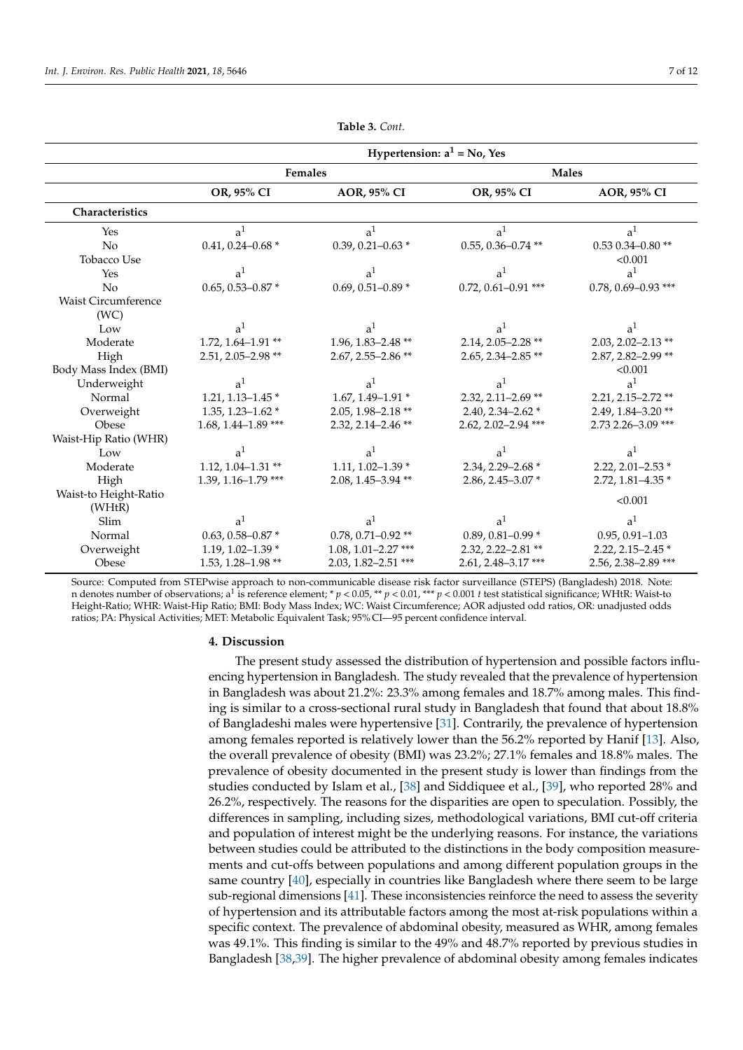**Table 3.** *Cont.*

| | Hypertension: a[1] = No, Yes | | | |
|---|---|---|---|---|
| | Females | | Males | |
| | OR, 95% CI | AOR, 95% CI | OR, 95% CI | AOR, 95% CI |
| **Characteristics** | | | | |
| Yes | a[1] | a[1] | a[1] | a[1] |
| No | 0.41, 0.24–0.68 * | 0.39, 0.21–0.63 * | 0.55, 0.36–0.74 ** | 0.53 0.34–0.80 ** |
| Tobacco Use | | | | <0.001 |
| Yes | a[1] | a[1] | a[1] | a[1] |
| No | 0.65, 0.53–0.87 * | 0.69, 0.51–0.89 * | 0.72, 0.61–0.91 *** | 0.78, 0.69–0.93 *** |
| Waist Circumference (WC) | | | | |
| Low | a[1] | a[1] | a[1] | a[1] |
| Moderate | 1.72, 1.64–1.91 ** | 1.96, 1.83–2.48 ** | 2.14, 2.05–2.28 ** | 2.03, 2.02–2.13 ** |
| High | 2.51, 2.05–2.98 ** | 2.67, 2.55–2.86 ** | 2.65, 2.34–2.85 ** | 2.87, 2.82–2.99 ** |
| Body Mass Index (BMI) | | | | <0.001 |
| Underweight | a[1] | a[1] | a[1] | a[1] |
| Normal | 1.21, 1.13–1.45 * | 1.67, 1.49–1.91 * | 2.32, 2.11–2.69 ** | 2.21, 2.15–2.72 ** |
| Overweight | 1.35, 1.23–1.62 * | 2.05, 1.98–2.18 ** | 2.40, 2.34–2.62 * | 2.49, 1.84–3.20 ** |
| Obese | 1.68, 1.44–1.89 *** | 2.32, 2.14–2.46 ** | 2.62, 2.02–2.94 *** | 2.73 2.26–3.09 *** |
| Waist-Hip Ratio (WHR) | | | | |
| Low | a[1] | a[1] | a[1] | a[1] |
| Moderate | 1.12, 1.04–1.31 ** | 1.11, 1.02–1.39 * | 2.34, 2.29–2.68 * | 2.22, 2.01–2.53 * |
| High | 1.39, 1.16–1.79 *** | 2.08, 1.45–3.94 ** | 2.86, 2.45–3.07 * | 2.72, 1.81–4.35 * |
| Waist-to Height-Ratio (WHtR) | | | | <0.001 |
| Slim | a[1] | a[1] | a[1] | a[1] |
| Normal | 0.63, 0.58–0.87 * | 0.78, 0.71–0.92 ** | 0.89, 0.81–0.99 * | 0.95, 0.91–1.03 |
| Overweight | 1.19, 1.02–1.39 * | 1.08, 1.01–2.27 *** | 2.32, 2.22–2.81 ** | 2.22, 2.15–2.45 * |
| Obese | 1.53, 1.28–1.98 ** | 2.03, 1.82–2.51 *** | 2.61, 2.48–3.17 *** | 2.56, 2.38–2.89 *** |

Source: Computed from STEPwise approach to non-communicable disease risk factor surveillance (STEPS) (Bangladesh) 2018. Note: n denotes number of observations; a[1] is reference element; * $p < 0.05$, ** $p < 0.01$, *** $p < 0.001$ $t$ test statistical significance; WHtR: Waist-to Height-Ratio; WHR: Waist-Hip Ratio; BMI: Body Mass Index; WC: Waist Circumference; AOR adjusted odd ratios, OR: unadjusted odds ratios; PA: Physical Activities; MET: Metabolic Equivalent Task; 95% CI—95 percent confidence interval.

## 4. Discussion

The present study assessed the distribution of hypertension and possible factors influencing hypertension in Bangladesh. The study revealed that the prevalence of hypertension in Bangladesh was about 21.2%: 23.3% among females and 18.7% among males. This finding is similar to a cross-sectional rural study in Bangladesh that found that about 18.8% of Bangladeshi males were hypertensive [31]. Contrarily, the prevalence of hypertension among females reported is relatively lower than the 56.2% reported by Hanif [13]. Also, the overall prevalence of obesity (BMI) was 23.2%; 27.1% females and 18.8% males. The prevalence of obesity documented in the present study is lower than findings from the studies conducted by Islam et al., [38] and Siddiquee et al., [39], who reported 28% and 26.2%, respectively. The reasons for the disparities are open to speculation. Possibly, the differences in sampling, including sizes, methodological variations, BMI cut-off criteria and population of interest might be the underlying reasons. For instance, the variations between studies could be attributed to the distinctions in the body composition measurements and cut-offs between populations and among different population groups in the same country [40], especially in countries like Bangladesh where there seem to be large sub-regional dimensions [41]. These inconsistencies reinforce the need to assess the severity of hypertension and its attributable factors among the most at-risk populations within a specific context. The prevalence of abdominal obesity, measured as WHR, among females was 49.1%. This finding is similar to the 49% and 48.7% reported by previous studies in Bangladesh [38,39]. The higher prevalence of abdominal obesity among females indicates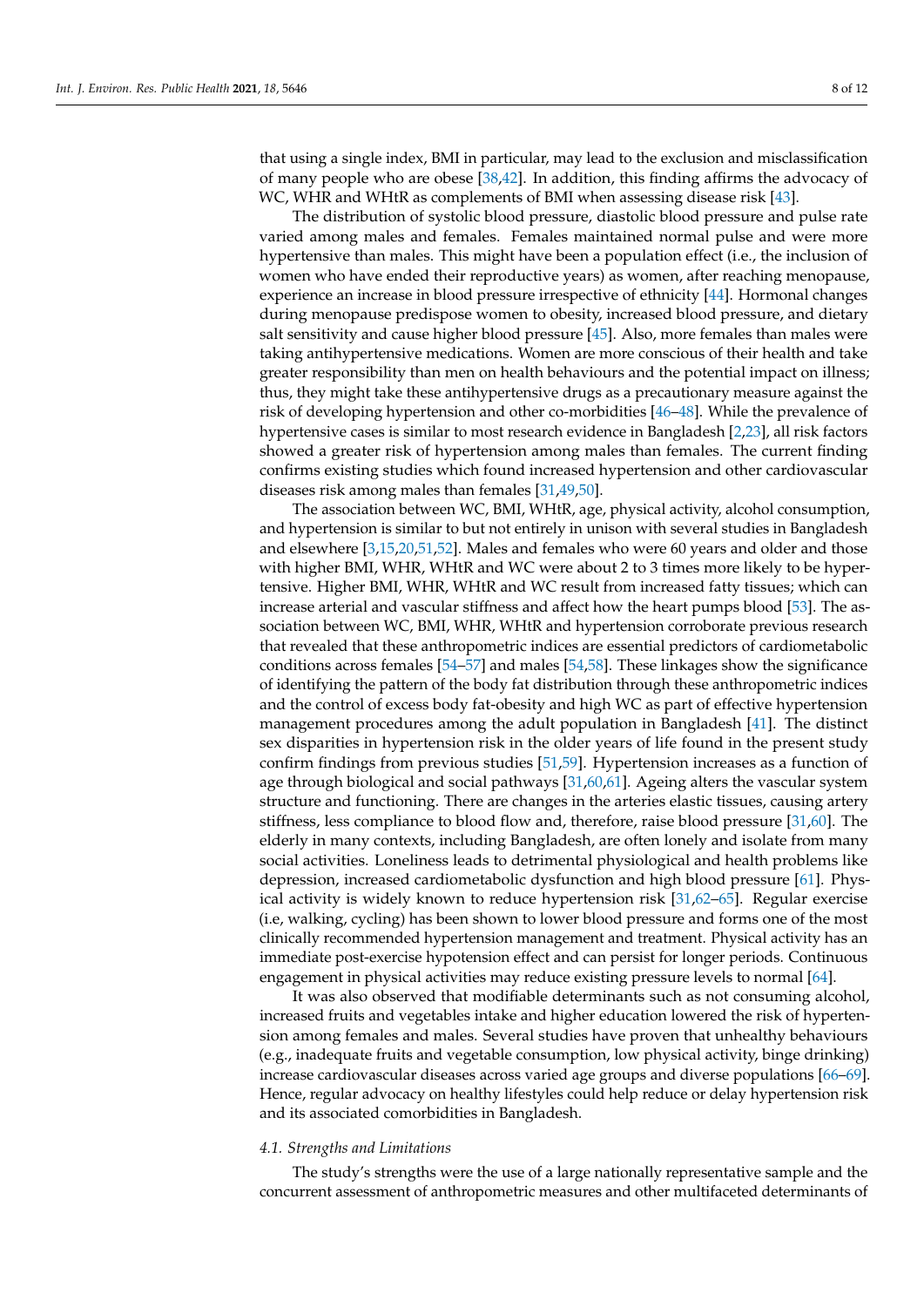that using a single index, BMI in particular, may lead to the exclusion and misclassification of many people who are obese [38,42]. In addition, this finding affirms the advocacy of WC, WHR and WHtR as complements of BMI when assessing disease risk [43].

The distribution of systolic blood pressure, diastolic blood pressure and pulse rate varied among males and females. Females maintained normal pulse and were more hypertensive than males. This might have been a population effect (i.e., the inclusion of women who have ended their reproductive years) as women, after reaching menopause, experience an increase in blood pressure irrespective of ethnicity [44]. Hormonal changes during menopause predispose women to obesity, increased blood pressure, and dietary salt sensitivity and cause higher blood pressure [45]. Also, more females than males were taking antihypertensive medications. Women are more conscious of their health and take greater responsibility than men on health behaviours and the potential impact on illness; thus, they might take these antihypertensive drugs as a precautionary measure against the risk of developing hypertension and other co-morbidities [46–48]. While the prevalence of hypertensive cases is similar to most research evidence in Bangladesh [2,23], all risk factors showed a greater risk of hypertension among males than females. The current finding confirms existing studies which found increased hypertension and other cardiovascular diseases risk among males than females [31,49,50].

The association between WC, BMI, WHtR, age, physical activity, alcohol consumption, and hypertension is similar to but not entirely in unison with several studies in Bangladesh and elsewhere [3,15,20,51,52]. Males and females who were 60 years and older and those with higher BMI, WHR, WHtR and WC were about 2 to 3 times more likely to be hypertensive. Higher BMI, WHR, WHtR and WC result from increased fatty tissues; which can increase arterial and vascular stiffness and affect how the heart pumps blood [53]. The association between WC, BMI, WHR, WHtR and hypertension corroborate previous research that revealed that these anthropometric indices are essential predictors of cardiometabolic conditions across females [54–57] and males [54,58]. These linkages show the significance of identifying the pattern of the body fat distribution through these anthropometric indices and the control of excess body fat-obesity and high WC as part of effective hypertension management procedures among the adult population in Bangladesh [41]. The distinct sex disparities in hypertension risk in the older years of life found in the present study confirm findings from previous studies [51,59]. Hypertension increases as a function of age through biological and social pathways [31,60,61]. Ageing alters the vascular system structure and functioning. There are changes in the arteries elastic tissues, causing artery stiffness, less compliance to blood flow and, therefore, raise blood pressure [31,60]. The elderly in many contexts, including Bangladesh, are often lonely and isolate from many social activities. Loneliness leads to detrimental physiological and health problems like depression, increased cardiometabolic dysfunction and high blood pressure [61]. Physical activity is widely known to reduce hypertension risk [31,62–65]. Regular exercise (i.e, walking, cycling) has been shown to lower blood pressure and forms one of the most clinically recommended hypertension management and treatment. Physical activity has an immediate post-exercise hypotension effect and can persist for longer periods. Continuous engagement in physical activities may reduce existing pressure levels to normal [64].

It was also observed that modifiable determinants such as not consuming alcohol, increased fruits and vegetables intake and higher education lowered the risk of hypertension among females and males. Several studies have proven that unhealthy behaviours (e.g., inadequate fruits and vegetable consumption, low physical activity, binge drinking) increase cardiovascular diseases across varied age groups and diverse populations [66–69]. Hence, regular advocacy on healthy lifestyles could help reduce or delay hypertension risk and its associated comorbidities in Bangladesh.

### *4.1. Strengths and Limitations*

The study's strengths were the use of a large nationally representative sample and the concurrent assessment of anthropometric measures and other multifaceted determinants of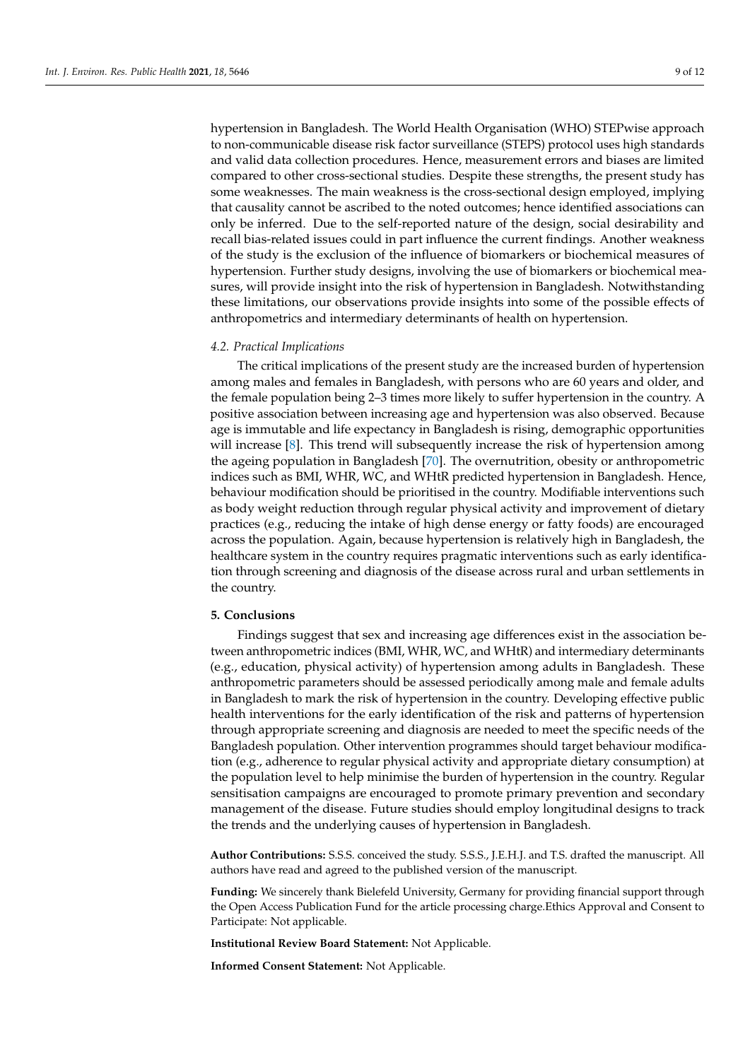hypertension in Bangladesh. The World Health Organisation (WHO) STEPwise approach to non-communicable disease risk factor surveillance (STEPS) protocol uses high standards and valid data collection procedures. Hence, measurement errors and biases are limited compared to other cross-sectional studies. Despite these strengths, the present study has some weaknesses. The main weakness is the cross-sectional design employed, implying that causality cannot be ascribed to the noted outcomes; hence identified associations can only be inferred. Due to the self-reported nature of the design, social desirability and recall bias-related issues could in part influence the current findings. Another weakness of the study is the exclusion of the influence of biomarkers or biochemical measures of hypertension. Further study designs, involving the use of biomarkers or biochemical measures, will provide insight into the risk of hypertension in Bangladesh. Notwithstanding these limitations, our observations provide insights into some of the possible effects of anthropometrics and intermediary determinants of health on hypertension.

### *4.2. Practical Implications*

The critical implications of the present study are the increased burden of hypertension among males and females in Bangladesh, with persons who are 60 years and older, and the female population being 2–3 times more likely to suffer hypertension in the country. A positive association between increasing age and hypertension was also observed. Because age is immutable and life expectancy in Bangladesh is rising, demographic opportunities will increase [8]. This trend will subsequently increase the risk of hypertension among the ageing population in Bangladesh [70]. The overnutrition, obesity or anthropometric indices such as BMI, WHR, WC, and WHtR predicted hypertension in Bangladesh. Hence, behaviour modification should be prioritised in the country. Modifiable interventions such as body weight reduction through regular physical activity and improvement of dietary practices (e.g., reducing the intake of high dense energy or fatty foods) are encouraged across the population. Again, because hypertension is relatively high in Bangladesh, the healthcare system in the country requires pragmatic interventions such as early identification through screening and diagnosis of the disease across rural and urban settlements in the country.

## **5. Conclusions**

Findings suggest that sex and increasing age differences exist in the association between anthropometric indices (BMI, WHR, WC, and WHtR) and intermediary determinants (e.g., education, physical activity) of hypertension among adults in Bangladesh. These anthropometric parameters should be assessed periodically among male and female adults in Bangladesh to mark the risk of hypertension in the country. Developing effective public health interventions for the early identification of the risk and patterns of hypertension through appropriate screening and diagnosis are needed to meet the specific needs of the Bangladesh population. Other intervention programmes should target behaviour modification (e.g., adherence to regular physical activity and appropriate dietary consumption) at the population level to help minimise the burden of hypertension in the country. Regular sensitisation campaigns are encouraged to promote primary prevention and secondary management of the disease. Future studies should employ longitudinal designs to track the trends and the underlying causes of hypertension in Bangladesh.

**Author Contributions:** S.S.S. conceived the study. S.S.S., J.E.H.J. and T.S. drafted the manuscript. All authors have read and agreed to the published version of the manuscript.

**Funding:** We sincerely thank Bielefeld University, Germany for providing financial support through the Open Access Publication Fund for the article processing charge.Ethics Approval and Consent to Participate: Not applicable.

**Institutional Review Board Statement:** Not Applicable.

**Informed Consent Statement:** Not Applicable.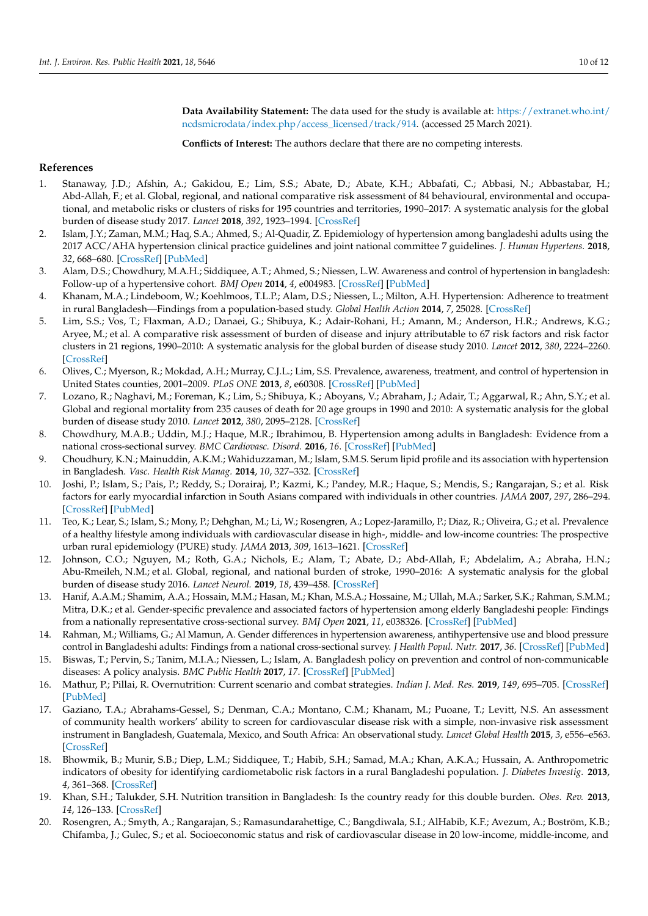**Data Availability Statement:** The data used for the study is available at: https://extranet.who.int/ncdsmicrodata/index.php/access_licensed/track/914. (accessed 25 March 2021).

**Conflicts of Interest:** The authors declare that there are no competing interests.

## References

1. Stanaway, J.D.; Afshin, A.; Gakidou, E.; Lim, S.S.; Abate, D.; Abate, K.H.; Abbafati, C.; Abbasi, N.; Abbastabar, H.; Abd-Allah, F.; et al. Global, regional, and national comparative risk assessment of 84 behavioural, environmental and occupational, and metabolic risks or clusters of risks for 195 countries and territories, 1990–2017: A systematic analysis for the global burden of disease study 2017. *Lancet* **2018**, *392*, 1923–1994. [CrossRef]
2. Islam, J.Y.; Zaman, M.M.; Haq, S.A.; Ahmed, S.; Al-Quadir, Z. Epidemiology of hypertension among bangladeshi adults using the 2017 ACC/AHA hypertension clinical practice guidelines and joint national committee 7 guidelines. *J. Human Hypertens.* **2018**, *32*, 668–680. [CrossRef] [PubMed]
3. Alam, D.S.; Chowdhury, M.A.H.; Siddiquee, A.T.; Ahmed, S.; Niessen, L.W. Awareness and control of hypertension in bangladesh: Follow-up of a hypertensive cohort. *BMJ Open* **2014**, *4*, e004983. [CrossRef] [PubMed]
4. Khanam, M.A.; Lindeboom, W.; Koehlmoos, T.L.P.; Alam, D.S.; Niessen, L.; Milton, A.H. Hypertension: Adherence to treatment in rural Bangladesh—Findings from a population-based study. *Global Health Action* **2014**, *7*, 25028. [CrossRef]
5. Lim, S.S.; Vos, T.; Flaxman, A.D.; Danaei, G.; Shibuya, K.; Adair-Rohani, H.; Amann, M.; Anderson, H.R.; Andrews, K.G.; Aryee, M.; et al. A comparative risk assessment of burden of disease and injury attributable to 67 risk factors and risk factor clusters in 21 regions, 1990–2010: A systematic analysis for the global burden of disease study 2010. *Lancet* **2012**, *380*, 2224–2260. [CrossRef]
6. Olives, C.; Myerson, R.; Mokdad, A.H.; Murray, C.J.L.; Lim, S.S. Prevalence, awareness, treatment, and control of hypertension in United States counties, 2001–2009. *PLoS ONE* **2013**, *8*, e60308. [CrossRef] [PubMed]
7. Lozano, R.; Naghavi, M.; Foreman, K.; Lim, S.; Shibuya, K.; Aboyans, V.; Abraham, J.; Adair, T.; Aggarwal, R.; Ahn, S.Y.; et al. Global and regional mortality from 235 causes of death for 20 age groups in 1990 and 2010: A systematic analysis for the global burden of disease study 2010. *Lancet* **2012**, *380*, 2095–2128. [CrossRef]
8. Chowdhury, M.A.B.; Uddin, M.J.; Haque, M.R.; Ibrahimou, B. Hypertension among adults in Bangladesh: Evidence from a national cross-sectional survey. *BMC Cardiovasc. Disord.* **2016**, *16*. [CrossRef] [PubMed]
9. Choudhury, K.N.; Mainuddin, A.K.M.; Wahiduzzaman, M.; Islam, S.M.S. Serum lipid profile and its association with hypertension in Bangladesh. *Vasc. Health Risk Manag.* **2014**, *10*, 327–332. [CrossRef]
10. Joshi, P.; Islam, S.; Pais, P.; Reddy, S.; Dorairaj, P.; Kazmi, K.; Pandey, M.R.; Haque, S.; Mendis, S.; Rangarajan, S.; et al. Risk factors for early myocardial infarction in South Asians compared with individuals in other countries. *JAMA* **2007**, *297*, 286–294. [CrossRef] [PubMed]
11. Teo, K.; Lear, S.; Islam, S.; Mony, P.; Dehghan, M.; Li, W.; Rosengren, A.; Lopez-Jaramillo, P.; Diaz, R.; Oliveira, G.; et al. Prevalence of a healthy lifestyle among individuals with cardiovascular disease in high-, middle- and low-income countries: The prospective urban rural epidemiology (PURE) study. *JAMA* **2013**, *309*, 1613–1621. [CrossRef]
12. Johnson, C.O.; Nguyen, M.; Roth, G.A.; Nichols, E.; Alam, T.; Abate, D.; Abd-Allah, F.; Abdelalim, A.; Abraha, H.N.; Abu-Rmeileh, N.M.; et al. Global, regional, and national burden of stroke, 1990–2016: A systematic analysis for the global burden of disease study 2016. *Lancet Neurol.* **2019**, *18*, 439–458. [CrossRef]
13. Hanif, A.A.M.; Shamim, A.A.; Hossain, M.M.; Hasan, M.; Khan, M.S.A.; Hossaine, M.; Ullah, M.A.; Sarker, S.K.; Rahman, S.M.M.; Mitra, D.K.; et al. Gender-specific prevalence and associated factors of hypertension among elderly Bangladeshi people: Findings from a nationally representative cross-sectional survey. *BMJ Open* **2021**, *11*, e038326. [CrossRef] [PubMed]
14. Rahman, M.; Williams, G.; Al Mamun, A. Gender differences in hypertension awareness, antihypertensive use and blood pressure control in Bangladeshi adults: Findings from a national cross-sectional survey. *J Health Popul. Nutr.* **2017**, *36*. [CrossRef] [PubMed]
15. Biswas, T.; Pervin, S.; Tanim, M.I.A.; Niessen, L.; Islam, A. Bangladesh policy on prevention and control of non-communicable diseases: A policy analysis. *BMC Public Health* **2017**, *17*. [CrossRef] [PubMed]
16. Mathur, P.; Pillai, R. Overnutrition: Current scenario and combat strategies. *Indian J. Med. Res.* **2019**, *149*, 695–705. [CrossRef] [PubMed]
17. Gaziano, T.A.; Abrahams-Gessel, S.; Denman, C.A.; Montano, C.M.; Khanam, M.; Puoane, T.; Levitt, N.S. An assessment of community health workers' ability to screen for cardiovascular disease risk with a simple, non-invasive risk assessment instrument in Bangladesh, Guatemala, Mexico, and South Africa: An observational study. *Lancet Global Health* **2015**, *3*, e556–e563. [CrossRef]
18. Bhowmik, B.; Munir, S.B.; Diep, L.M.; Siddiquee, T.; Habib, S.H.; Samad, M.A.; Khan, A.K.A.; Hussain, A. Anthropometric indicators of obesity for identifying cardiometabolic risk factors in a rural Bangladeshi population. *J. Diabetes Investig.* **2013**, *4*, 361–368. [CrossRef]
19. Khan, S.H.; Talukder, S.H. Nutrition transition in Bangladesh: Is the country ready for this double burden. *Obes. Rev.* **2013**, *14*, 126–133. [CrossRef]
20. Rosengren, A.; Smyth, A.; Rangarajan, S.; Ramasundarahettige, C.; Bangdiwala, S.I.; AlHabib, K.F.; Avezum, A.; Boström, K.B.; Chifamba, J.; Gulec, S.; et al. Socioeconomic status and risk of cardiovascular disease in 20 low-income, middle-income, and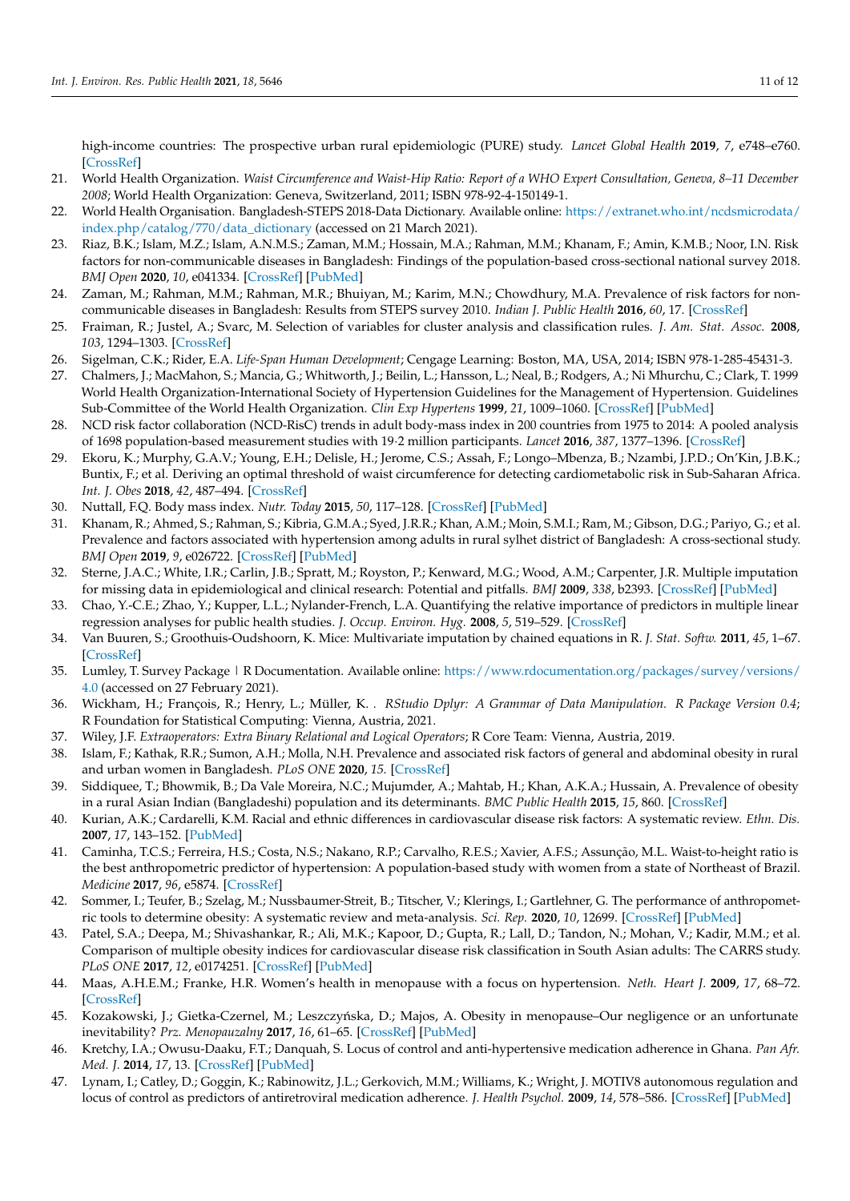high-income countries: The prospective urban rural epidemiologic (PURE) study. *Lancet Global Health* **2019**, *7*, e748–e760. [CrossRef]

21. World Health Organization. *Waist Circumference and Waist-Hip Ratio: Report of a WHO Expert Consultation, Geneva, 8–11 December 2008*; World Health Organization: Geneva, Switzerland, 2011; ISBN 978-92-4-150149-1.
22. World Health Organisation. Bangladesh-STEPS 2018-Data Dictionary. Available online: https://extranet.who.int/ncdsmicrodata/index.php/catalog/770/data_dictionary (accessed on 21 March 2021).
23. Riaz, B.K.; Islam, M.Z.; Islam, A.N.M.S.; Zaman, M.M.; Hossain, M.A.; Rahman, M.M.; Khanam, F.; Amin, K.M.B.; Noor, I.N. Risk factors for non-communicable diseases in Bangladesh: Findings of the population-based cross-sectional national survey 2018. *BMJ Open* **2020**, *10*, e041334. [CrossRef] [PubMed]
24. Zaman, M.; Rahman, M.; Rahman, M.R.; Bhuiyan, M.; Karim, M.N.; Chowdhury, M.A. Prevalence of risk factors for non-communicable diseases in Bangladesh: Results from STEPS survey 2010. *Indian J. Public Health* **2016**, *60*, 17. [CrossRef]
25. Fraiman, R.; Justel, A.; Svarc, M. Selection of variables for cluster analysis and classification rules. *J. Am. Stat. Assoc.* **2008**, *103*, 1294–1303. [CrossRef]
26. Sigelman, C.K.; Rider, E.A. *Life-Span Human Development*; Cengage Learning: Boston, MA, USA, 2014; ISBN 978-1-285-45431-3.
27. Chalmers, J.; MacMahon, S.; Mancia, G.; Whitworth, J.; Beilin, L.; Hansson, L.; Neal, B.; Rodgers, A.; Ni Mhurchu, C.; Clark, T. 1999 World Health Organization-International Society of Hypertension Guidelines for the Management of Hypertension. Guidelines Sub-Committee of the World Health Organization. *Clin Exp Hypertens* **1999**, *21*, 1009–1060. [CrossRef] [PubMed]
28. NCD risk factor collaboration (NCD-RisC) trends in adult body-mass index in 200 countries from 1975 to 2014: A pooled analysis of 1698 population-based measurement studies with 19·2 million participants. *Lancet* **2016**, *387*, 1377–1396. [CrossRef]
29. Ekoru, K.; Murphy, G.A.V.; Young, E.H.; Delisle, H.; Jerome, C.S.; Assah, F.; Longo–Mbenza, B.; Nzambi, J.P.D.; On'Kin, J.B.K.; Buntix, F.; et al. Deriving an optimal threshold of waist circumference for detecting cardiometabolic risk in Sub-Saharan Africa. *Int. J. Obes* **2018**, *42*, 487–494. [CrossRef]
30. Nuttall, F.Q. Body mass index. *Nutr. Today* **2015**, *50*, 117–128. [CrossRef] [PubMed]
31. Khanam, R.; Ahmed, S.; Rahman, S.; Kibria, G.M.A.; Syed, J.R.R.; Khan, A.M.; Moin, S.M.I.; Ram, M.; Gibson, D.G.; Pariyo, G.; et al. Prevalence and factors associated with hypertension among adults in rural sylhet district of Bangladesh: A cross-sectional study. *BMJ Open* **2019**, *9*, e026722. [CrossRef] [PubMed]
32. Sterne, J.A.C.; White, I.R.; Carlin, J.B.; Spratt, M.; Royston, P.; Kenward, M.G.; Wood, A.M.; Carpenter, J.R. Multiple imputation for missing data in epidemiological and clinical research: Potential and pitfalls. *BMJ* **2009**, *338*, b2393. [CrossRef] [PubMed]
33. Chao, Y.-C.E.; Zhao, Y.; Kupper, L.L.; Nylander-French, L.A. Quantifying the relative importance of predictors in multiple linear regression analyses for public health studies. *J. Occup. Environ. Hyg.* **2008**, *5*, 519–529. [CrossRef]
34. Van Buuren, S.; Groothuis-Oudshoorn, K. Mice: Multivariate imputation by chained equations in R. *J. Stat. Softw.* **2011**, *45*, 1–67. [CrossRef]
35. Lumley, T. Survey Package | R Documentation. Available online: https://www.rdocumentation.org/packages/survey/versions/4.0 (accessed on 27 February 2021).
36. Wickham, H.; François, R.; Henry, L.; Müller, K. . *RStudio Dplyr: A Grammar of Data Manipulation. R Package Version 0.4*; R Foundation for Statistical Computing: Vienna, Austria, 2021.
37. Wiley, J.F. *Extraoperators: Extra Binary Relational and Logical Operators*; R Core Team: Vienna, Austria, 2019.
38. Islam, F.; Kathak, R.R.; Sumon, A.H.; Molla, N.H. Prevalence and associated risk factors of general and abdominal obesity in rural and urban women in Bangladesh. *PLoS ONE* **2020**, *15*. [CrossRef]
39. Siddiquee, T.; Bhowmik, B.; Da Vale Moreira, N.C.; Mujumder, A.; Mahtab, H.; Khan, A.K.A.; Hussain, A. Prevalence of obesity in a rural Asian Indian (Bangladeshi) population and its determinants. *BMC Public Health* **2015**, *15*, 860. [CrossRef]
40. Kurian, A.K.; Cardarelli, K.M. Racial and ethnic differences in cardiovascular disease risk factors: A systematic review. *Ethn. Dis.* **2007**, *17*, 143–152. [PubMed]
41. Caminha, T.C.S.; Ferreira, H.S.; Costa, N.S.; Nakano, R.P.; Carvalho, R.E.S.; Xavier, A.F.S.; Assunção, M.L. Waist-to-height ratio is the best anthropometric predictor of hypertension: A population-based study with women from a state of Northeast of Brazil. *Medicine* **2017**, *96*, e5874. [CrossRef]
42. Sommer, I.; Teufer, B.; Szelag, M.; Nussbaumer-Streit, B.; Titscher, V.; Klerings, I.; Gartlehner, G. The performance of anthropometric tools to determine obesity: A systematic review and meta-analysis. *Sci. Rep.* **2020**, *10*, 12699. [CrossRef] [PubMed]
43. Patel, S.A.; Deepa, M.; Shivashankar, R.; Ali, M.K.; Kapoor, D.; Gupta, R.; Lall, D.; Tandon, N.; Mohan, V.; Kadir, M.M.; et al. Comparison of multiple obesity indices for cardiovascular disease risk classification in South Asian adults: The CARRS study. *PLoS ONE* **2017**, *12*, e0174251. [CrossRef] [PubMed]
44. Maas, A.H.E.M.; Franke, H.R. Women's health in menopause with a focus on hypertension. *Neth. Heart J.* **2009**, *17*, 68–72. [CrossRef]
45. Kozakowski, J.; Gietka-Czernel, M.; Leszczyńska, D.; Majos, A. Obesity in menopause–Our negligence or an unfortunate inevitability? *Prz. Menopauzalny* **2017**, *16*, 61–65. [CrossRef] [PubMed]
46. Kretchy, I.A.; Owusu-Daaku, F.T.; Danquah, S. Locus of control and anti-hypertensive medication adherence in Ghana. *Pan Afr. Med. J.* **2014**, *17*, 13. [CrossRef] [PubMed]
47. Lynam, I.; Catley, D.; Goggin, K.; Rabinowitz, J.L.; Gerkovich, M.M.; Williams, K.; Wright, J. MOTIV8 autonomous regulation and locus of control as predictors of antiretroviral medication adherence. *J. Health Psychol.* **2009**, *14*, 578–586. [CrossRef] [PubMed]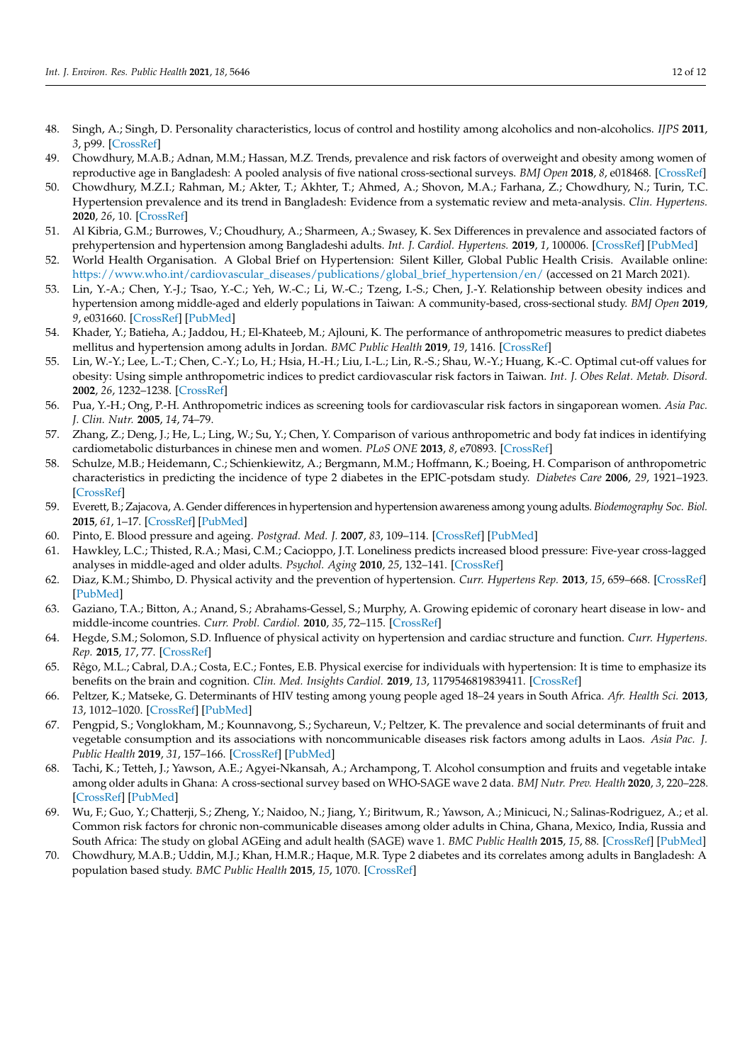48. Singh, A.; Singh, D. Personality characteristics, locus of control and hostility among alcoholics and non-alcoholics. *IJPS* **2011**, *3*, p99. [CrossRef]
49. Chowdhury, M.A.B.; Adnan, M.M.; Hassan, M.Z. Trends, prevalence and risk factors of overweight and obesity among women of reproductive age in Bangladesh: A pooled analysis of five national cross-sectional surveys. *BMJ Open* **2018**, *8*, e018468. [CrossRef]
50. Chowdhury, M.Z.I.; Rahman, M.; Akter, T.; Akhter, T.; Ahmed, A.; Shovon, M.A.; Farhana, Z.; Chowdhury, N.; Turin, T.C. Hypertension prevalence and its trend in Bangladesh: Evidence from a systematic review and meta-analysis. *Clin. Hypertens.* **2020**, *26*, 10. [CrossRef]
51. Al Kibria, G.M.; Burrowes, V.; Choudhury, A.; Sharmeen, A.; Swasey, K. Sex Differences in prevalence and associated factors of prehypertension and hypertension among Bangladeshi adults. *Int. J. Cardiol. Hypertens.* **2019**, *1*, 100006. [CrossRef] [PubMed]
52. World Health Organisation. A Global Brief on Hypertension: Silent Killer, Global Public Health Crisis. Available online: https://www.who.int/cardiovascular_diseases/publications/global_brief_hypertension/en/ (accessed on 21 March 2021).
53. Lin, Y.-A.; Chen, Y.-J.; Tsao, Y.-C.; Yeh, W.-C.; Li, W.-C.; Tzeng, I.-S.; Chen, J.-Y. Relationship between obesity indices and hypertension among middle-aged and elderly populations in Taiwan: A community-based, cross-sectional study. *BMJ Open* **2019**, *9*, e031660. [CrossRef] [PubMed]
54. Khader, Y.; Batieha, A.; Jaddou, H.; El-Khateeb, M.; Ajlouni, K. The performance of anthropometric measures to predict diabetes mellitus and hypertension among adults in Jordan. *BMC Public Health* **2019**, *19*, 1416. [CrossRef]
55. Lin, W.-Y.; Lee, L.-T.; Chen, C.-Y.; Lo, H.; Hsia, H.-H.; Liu, I.-L.; Lin, R.-S.; Shau, W.-Y.; Huang, K.-C. Optimal cut-off values for obesity: Using simple anthropometric indices to predict cardiovascular risk factors in Taiwan. *Int. J. Obes Relat. Metab. Disord.* **2002**, *26*, 1232–1238. [CrossRef]
56. Pua, Y.-H.; Ong, P.-H. Anthropometric indices as screening tools for cardiovascular risk factors in singaporean women. *Asia Pac. J. Clin. Nutr.* **2005**, *14*, 74–79.
57. Zhang, Z.; Deng, J.; He, L.; Ling, W.; Su, Y.; Chen, Y. Comparison of various anthropometric and body fat indices in identifying cardiometabolic disturbances in chinese men and women. *PLoS ONE* **2013**, *8*, e70893. [CrossRef]
58. Schulze, M.B.; Heidemann, C.; Schienkiewitz, A.; Bergmann, M.M.; Hoffmann, K.; Boeing, H. Comparison of anthropometric characteristics in predicting the incidence of type 2 diabetes in the EPIC-potsdam study. *Diabetes Care* **2006**, *29*, 1921–1923. [CrossRef]
59. Everett, B.; Zajacova, A. Gender differences in hypertension and hypertension awareness among young adults. *Biodemography Soc. Biol.* **2015**, *61*, 1–17. [CrossRef] [PubMed]
60. Pinto, E. Blood pressure and ageing. *Postgrad. Med. J.* **2007**, *83*, 109–114. [CrossRef] [PubMed]
61. Hawkley, L.C.; Thisted, R.A.; Masi, C.M.; Cacioppo, J.T. Loneliness predicts increased blood pressure: Five-year cross-lagged analyses in middle-aged and older adults. *Psychol. Aging* **2010**, *25*, 132–141. [CrossRef]
62. Diaz, K.M.; Shimbo, D. Physical activity and the prevention of hypertension. *Curr. Hypertens Rep.* **2013**, *15*, 659–668. [CrossRef] [PubMed]
63. Gaziano, T.A.; Bitton, A.; Anand, S.; Abrahams-Gessel, S.; Murphy, A. Growing epidemic of coronary heart disease in low- and middle-income countries. *Curr. Probl. Cardiol.* **2010**, *35*, 72–115. [CrossRef]
64. Hegde, S.M.; Solomon, S.D. Influence of physical activity on hypertension and cardiac structure and function. *Curr. Hypertens. Rep.* **2015**, *17*, 77. [CrossRef]
65. Rêgo, M.L.; Cabral, D.A.; Costa, E.C.; Fontes, E.B. Physical exercise for individuals with hypertension: It is time to emphasize its benefits on the brain and cognition. *Clin. Med. Insights Cardiol.* **2019**, *13*, 1179546819839411. [CrossRef]
66. Peltzer, K.; Matseke, G. Determinants of HIV testing among young people aged 18–24 years in South Africa. *Afr. Health Sci.* **2013**, *13*, 1012–1020. [CrossRef] [PubMed]
67. Pengpid, S.; Vonglokham, M.; Kounnavong, S.; Sychareun, V.; Peltzer, K. The prevalence and social determinants of fruit and vegetable consumption and its associations with noncommunicable diseases risk factors among adults in Laos. *Asia Pac. J. Public Health* **2019**, *31*, 157–166. [CrossRef] [PubMed]
68. Tachi, K.; Tetteh, J.; Yawson, A.E.; Agyei-Nkansah, A.; Archampong, T. Alcohol consumption and fruits and vegetable intake among older adults in Ghana: A cross-sectional survey based on WHO-SAGE wave 2 data. *BMJ Nutr. Prev. Health* **2020**, *3*, 220–228. [CrossRef] [PubMed]
69. Wu, F.; Guo, Y.; Chatterji, S.; Zheng, Y.; Naidoo, N.; Jiang, Y.; Biritwum, R.; Yawson, A.; Minicuci, N.; Salinas-Rodriguez, A.; et al. Common risk factors for chronic non-communicable diseases among older adults in China, Ghana, Mexico, India, Russia and South Africa: The study on global AGEing and adult health (SAGE) wave 1. *BMC Public Health* **2015**, *15*, 88. [CrossRef] [PubMed]
70. Chowdhury, M.A.B.; Uddin, M.J.; Khan, H.M.R.; Haque, M.R. Type 2 diabetes and its correlates among adults in Bangladesh: A population based study. *BMC Public Health* **2015**, *15*, 1070. [CrossRef]